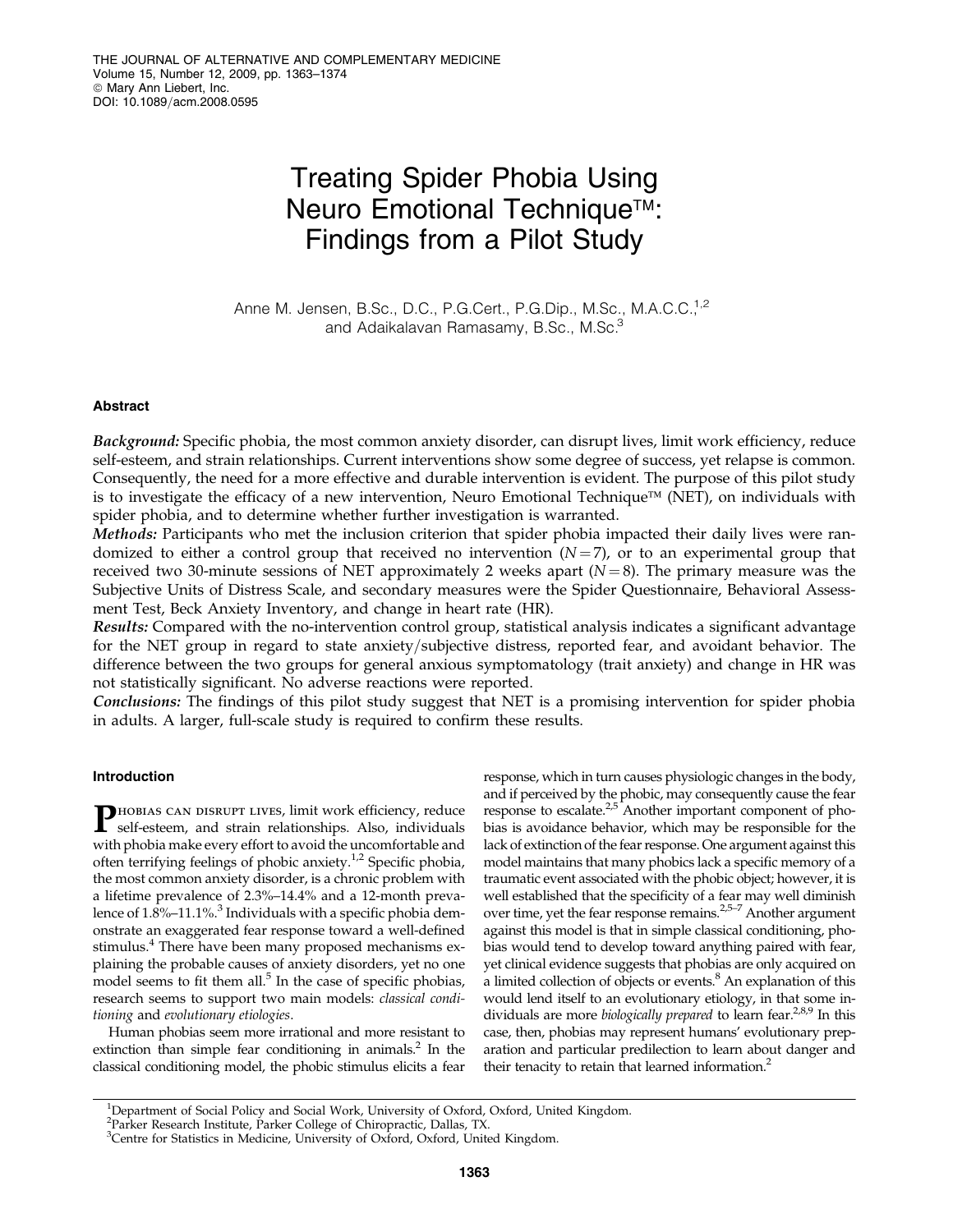# Treating Spider Phobia Using Neuro Emotional Technique™: Findings from a Pilot Study

Anne M. Jensen, B.Sc., D.C., P.G.Cert., P.G.Dip., M.Sc., M.A.C.C.,[1,2] and Adaikalavan Ramasamy, B.Sc., M.Sc.[3]

## Abstract

***Background:*** Specific phobia, the most common anxiety disorder, can disrupt lives, limit work efficiency, reduce self-esteem, and strain relationships. Current interventions show some degree of success, yet relapse is common. Consequently, the need for a more effective and durable intervention is evident. The purpose of this pilot study is to investigate the efficacy of a new intervention, Neuro Emotional Technique™ (NET), on individuals with spider phobia, and to determine whether further investigation is warranted.

***Methods:*** Participants who met the inclusion criterion that spider phobia impacted their daily lives were randomized to either a control group that received no intervention ($N = 7$), or to an experimental group that received two 30-minute sessions of NET approximately 2 weeks apart ($N = 8$). The primary measure was the Subjective Units of Distress Scale, and secondary measures were the Spider Questionnaire, Behavioral Assessment Test, Beck Anxiety Inventory, and change in heart rate (HR).

***Results:*** Compared with the no-intervention control group, statistical analysis indicates a significant advantage for the NET group in regard to state anxiety/subjective distress, reported fear, and avoidant behavior. The difference between the two groups for general anxious symptomatology (trait anxiety) and change in HR was not statistically significant. No adverse reactions were reported.

***Conclusions:*** The findings of this pilot study suggest that NET is a promising intervention for spider phobia in adults. A larger, full-scale study is required to confirm these results.

## Introduction

Phobias can disrupt lives, limit work efficiency, reduce self-esteem, and strain relationships. Also, individuals with phobia make every effort to avoid the uncomfortable and often terrifying feelings of phobic anxiety.[1,2] Specific phobia, the most common anxiety disorder, is a chronic problem with a lifetime prevalence of 2.3%–14.4% and a 12-month prevalence of 1.8%–11.1%.[3] Individuals with a specific phobia demonstrate an exaggerated fear response toward a well-defined stimulus.[4] There have been many proposed mechanisms explaining the probable causes of anxiety disorders, yet no one model seems to fit them all.[5] In the case of specific phobias, research seems to support two main models: *classical conditioning* and *evolutionary etiologies*.

Human phobias seem more irrational and more resistant to extinction than simple fear conditioning in animals.[2] In the classical conditioning model, the phobic stimulus elicits a fear response, which in turn causes physiologic changes in the body, and if perceived by the phobic, may consequently cause the fear response to escalate.[2,5] Another important component of phobia is avoidance behavior, which may be responsible for the lack of extinction of the fear response. One argument against this model maintains that many phobics lack a specific memory of a traumatic event associated with the phobic object; however, it is well established that the specificity of a fear may well diminish over time, yet the fear response remains.[2,5–7] Another argument against this model is that in simple classical conditioning, phobias would tend to develop toward anything paired with fear, yet clinical evidence suggests that phobias are only acquired on a limited collection of objects or events.[8] An explanation of this would lend itself to an evolutionary etiology, in that some individuals are more *biologically prepared* to learn fear.[2,8,9] In this case, then, phobias may represent humans' evolutionary preparation and particular predilection to learn about danger and their tenacity to retain that learned information.[2]

[1]Department of Social Policy and Social Work, University of Oxford, Oxford, United Kingdom.
[2]Parker Research Institute, Parker College of Chiropractic, Dallas, TX.
[3]Centre for Statistics in Medicine, University of Oxford, Oxford, United Kingdom.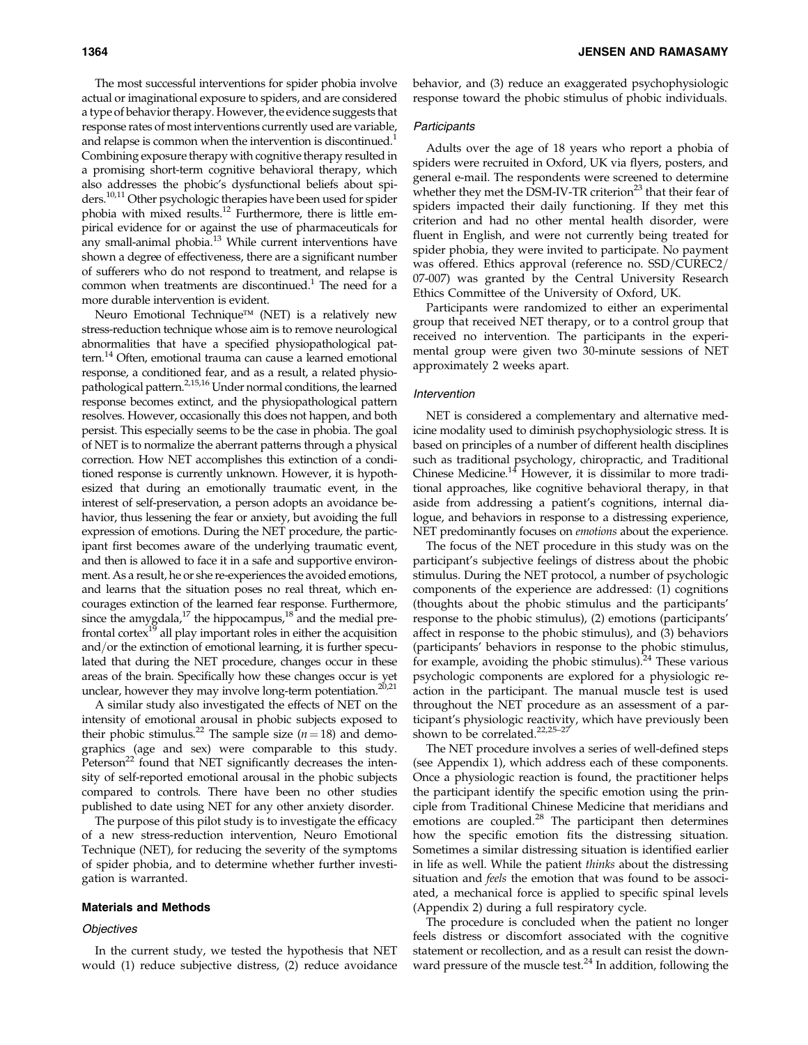The most successful interventions for spider phobia involve actual or imaginational exposure to spiders, and are considered a type of behavior therapy. However, the evidence suggests that response rates of most interventions currently used are variable, and relapse is common when the intervention is discontinued.[1] Combining exposure therapy with cognitive therapy resulted in a promising short-term cognitive behavioral therapy, which also addresses the phobic's dysfunctional beliefs about spiders.[10,11] Other psychologic therapies have been used for spider phobia with mixed results.[12] Furthermore, there is little empirical evidence for or against the use of pharmaceuticals for any small-animal phobia.[13] While current interventions have shown a degree of effectiveness, there are a significant number of sufferers who do not respond to treatment, and relapse is common when treatments are discontinued.[1] The need for a more durable intervention is evident.

Neuro Emotional Technique™ (NET) is a relatively new stress-reduction technique whose aim is to remove neurological abnormalities that have a specified physiopathological pattern.[14] Often, emotional trauma can cause a learned emotional response, a conditioned fear, and as a result, a related physiopathological pattern.[2,15,16] Under normal conditions, the learned response becomes extinct, and the physiopathological pattern resolves. However, occasionally this does not happen, and both persist. This especially seems to be the case in phobia. The goal of NET is to normalize the aberrant patterns through a physical correction. How NET accomplishes this extinction of a conditioned response is currently unknown. However, it is hypothesized that during an emotionally traumatic event, in the interest of self-preservation, a person adopts an avoidance behavior, thus lessening the fear or anxiety, but avoiding the full expression of emotions. During the NET procedure, the participant first becomes aware of the underlying traumatic event, and then is allowed to face it in a safe and supportive environment. As a result, he or she re-experiences the avoided emotions, and learns that the situation poses no real threat, which encourages extinction of the learned fear response. Furthermore, since the amygdala,[17] the hippocampus,[18] and the medial prefrontal cortex[19] all play important roles in either the acquisition and/or the extinction of emotional learning, it is further speculated that during the NET procedure, changes occur in these areas of the brain. Specifically how these changes occur is yet unclear, however they may involve long-term potentiation.[20,21]

A similar study also investigated the effects of NET on the intensity of emotional arousal in phobic subjects exposed to their phobic stimulus.[22] The sample size ($n = 18$) and demographics (age and sex) were comparable to this study. Peterson[22] found that NET significantly decreases the intensity of self-reported emotional arousal in the phobic subjects compared to controls. There have been no other studies published to date using NET for any other anxiety disorder.

The purpose of this pilot study is to investigate the efficacy of a new stress-reduction intervention, Neuro Emotional Technique (NET), for reducing the severity of the symptoms of spider phobia, and to determine whether further investigation is warranted.

## Materials and Methods

### Objectives

In the current study, we tested the hypothesis that NET would (1) reduce subjective distress, (2) reduce avoidance behavior, and (3) reduce an exaggerated psychophysiologic response toward the phobic stimulus of phobic individuals.

### Participants

Adults over the age of 18 years who report a phobia of spiders were recruited in Oxford, UK via flyers, posters, and general e-mail. The respondents were screened to determine whether they met the DSM-IV-TR criterion[23] that their fear of spiders impacted their daily functioning. If they met this criterion and had no other mental health disorder, were fluent in English, and were not currently being treated for spider phobia, they were invited to participate. No payment was offered. Ethics approval (reference no. SSD/CUREC2/07-007) was granted by the Central University Research Ethics Committee of the University of Oxford, UK.

Participants were randomized to either an experimental group that received NET therapy, or to a control group that received no intervention. The participants in the experimental group were given two 30-minute sessions of NET approximately 2 weeks apart.

### Intervention

NET is considered a complementary and alternative medicine modality used to diminish psychophysiologic stress. It is based on principles of a number of different health disciplines such as traditional psychology, chiropractic, and Traditional Chinese Medicine.[14] However, it is dissimilar to more traditional approaches, like cognitive behavioral therapy, in that aside from addressing a patient's cognitions, internal dialogue, and behaviors in response to a distressing experience, NET predominantly focuses on *emotions* about the experience.

The focus of the NET procedure in this study was on the participant's subjective feelings of distress about the phobic stimulus. During the NET protocol, a number of psychologic components of the experience are addressed: (1) cognitions (thoughts about the phobic stimulus and the participants' response to the phobic stimulus), (2) emotions (participants' affect in response to the phobic stimulus), and (3) behaviors (participants' behaviors in response to the phobic stimulus, for example, avoiding the phobic stimulus).[24] These various psychologic components are explored for a physiologic reaction in the participant. The manual muscle test is used throughout the NET procedure as an assessment of a participant's physiologic reactivity, which have previously been shown to be correlated.[22,25–27]

The NET procedure involves a series of well-defined steps (see Appendix 1), which address each of these components. Once a physiologic reaction is found, the practitioner helps the participant identify the specific emotion using the principle from Traditional Chinese Medicine that meridians and emotions are coupled.[28] The participant then determines how the specific emotion fits the distressing situation. Sometimes a similar distressing situation is identified earlier in life as well. While the patient *thinks* about the distressing situation and *feels* the emotion that was found to be associated, a mechanical force is applied to specific spinal levels (Appendix 2) during a full respiratory cycle.

The procedure is concluded when the patient no longer feels distress or discomfort associated with the cognitive statement or recollection, and as a result can resist the downward pressure of the muscle test.[24] In addition, following the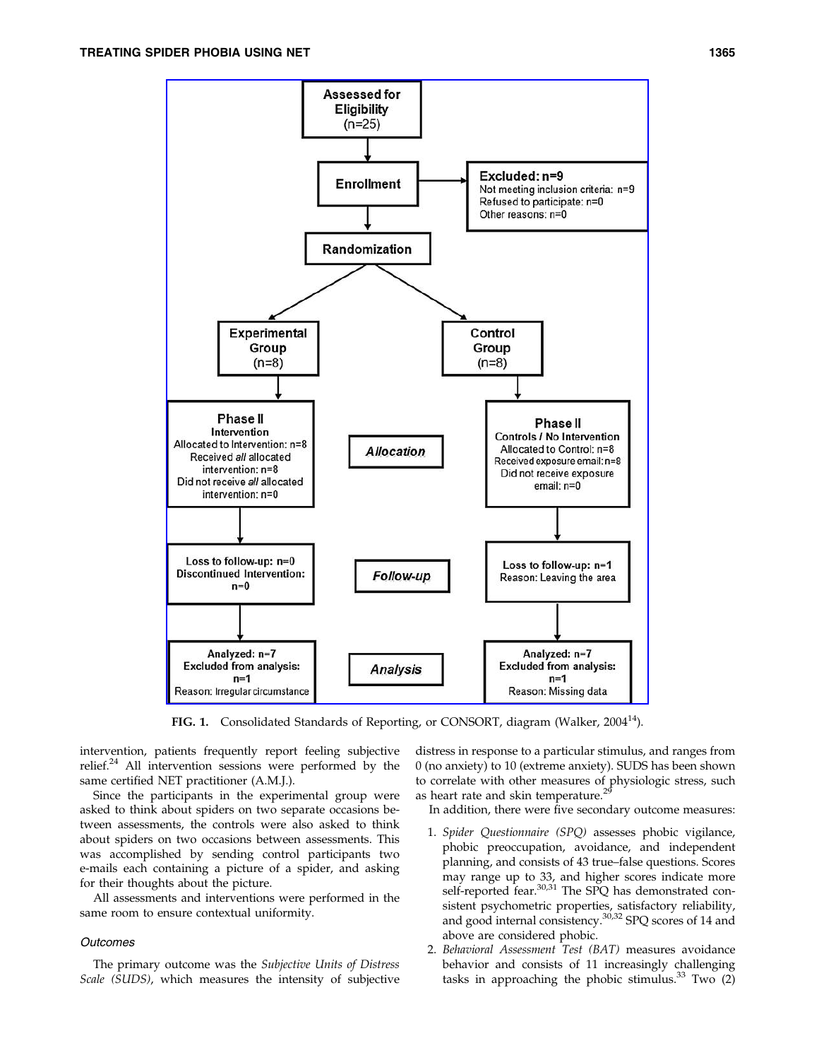Assessed for Eligibility (n=25)

Enrollment

Excluded: n=9
Not meeting inclusion criteria: n=9
Refused to participate: n=0
Other reasons: n=0

Randomization

Experimental Group (n=8)

Control Group (n=8)

Allocation

| Phase II Intervention | Phase II Controls / No Intervention |
| --- | --- |
| Allocated to Intervention: n=8 | Allocated to Control: n=8 |
| Received *all* allocated intervention: n=8 | Received exposure email: n=8 |
| Did not receive *all* allocated intervention: n=0 | Did not receive exposure email: n=0 |

Follow-up

| Experimental | Control |
| --- | --- |
| Loss to follow-up: n=0 | Loss to follow-up: n=1 |
| Discontinued Intervention: n=0 | Reason: Leaving the area |

Analysis

| Experimental | Control |
| --- | --- |
| Analyzed: n=7 | Analyzed: n=7 |
| Excluded from analysis: n=1 | Excluded from analysis: n=1 |
| Reason: Irregular circumstance | Reason: Missing data |

**FIG. 1.** Consolidated Standards of Reporting, or CONSORT, diagram (Walker, 2004[14]).

intervention, patients frequently report feeling subjective relief.[24] All intervention sessions were performed by the same certified NET practitioner (A.M.J.).

Since the participants in the experimental group were asked to think about spiders on two separate occasions between assessments, the controls were also asked to think about spiders on two occasions between assessments. This was accomplished by sending control participants two e-mails each containing a picture of a spider, and asking for their thoughts about the picture.

All assessments and interventions were performed in the same room to ensure contextual uniformity.

### Outcomes

The primary outcome was the *Subjective Units of Distress Scale (SUDS)*, which measures the intensity of subjective distress in response to a particular stimulus, and ranges from 0 (no anxiety) to 10 (extreme anxiety). SUDS has been shown to correlate with other measures of physiologic stress, such as heart rate and skin temperature.[29]

In addition, there were five secondary outcome measures:

1. *Spider Questionnaire (SPQ)* assesses phobic vigilance, phobic preoccupation, avoidance, and independent planning, and consists of 43 true–false questions. Scores may range up to 33, and higher scores indicate more self-reported fear.[30,31] The SPQ has demonstrated consistent psychometric properties, satisfactory reliability, and good internal consistency.[30,32] SPQ scores of 14 and above are considered phobic.
2. *Behavioral Assessment Test (BAT)* measures avoidance behavior and consists of 11 increasingly challenging tasks in approaching the phobic stimulus.[33] Two (2)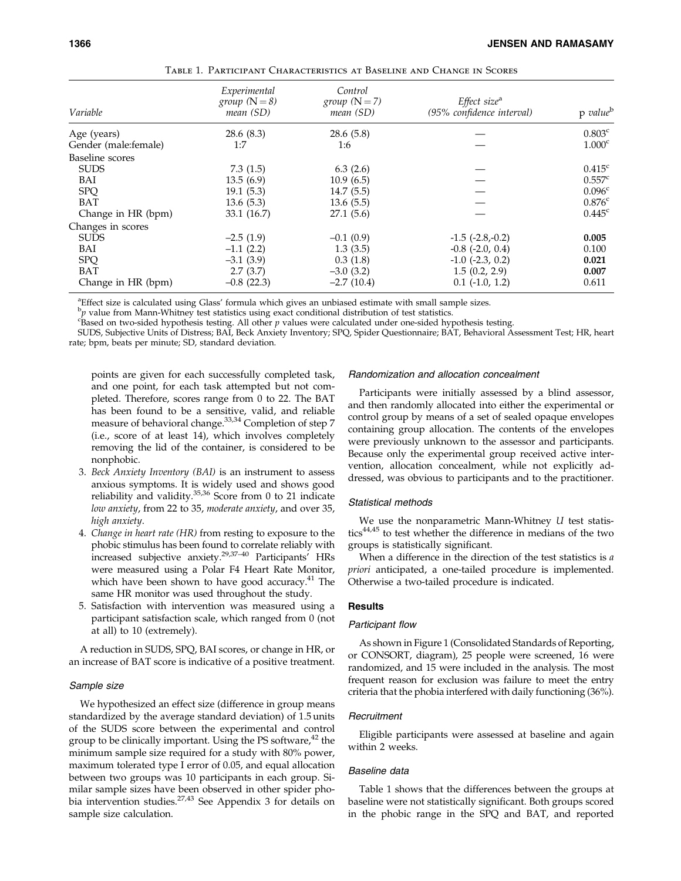Table 1. Participant Characteristics at Baseline and Change in Scores

| Variable | Experimental group (N = 8) mean (SD) | Control group (N = 7) mean (SD) | Effect size[a] (95% confidence interval) | p value[b] |
|---|---|---|---|---|
| Age (years) | 28.6 (8.3) | 28.6 (5.8) | — | 0.803[c] |
| Gender (male:female) | 1:7 | 1:6 | — | 1.000[c] |
| Baseline scores | | | | |
| SUDS | 7.3 (1.5) | 6.3 (2.6) | — | 0.415[c] |
| BAI | 13.5 (6.9) | 10.9 (6.5) | — | 0.557[c] |
| SPQ | 19.1 (5.3) | 14.7 (5.5) | — | 0.096[c] |
| BAT | 13.6 (5.3) | 13.6 (5.5) | — | 0.876[c] |
| Change in HR (bpm) | 33.1 (16.7) | 27.1 (5.6) | — | 0.445[c] |
| Changes in scores | | | | |
| SUDS | –2.5 (1.9) | –0.1 (0.9) | -1.5 (-2.8,-0.2) | **0.005** |
| BAI | –1.1 (2.2) | 1.3 (3.5) | -0.8 (-2.0, 0.4) | 0.100 |
| SPQ | –3.1 (3.9) | 0.3 (1.8) | -1.0 (-2.3, 0.2) | **0.021** |
| BAT | 2.7 (3.7) | –3.0 (3.2) | 1.5 (0.2, 2.9) | **0.007** |
| Change in HR (bpm) | –0.8 (22.3) | –2.7 (10.4) | 0.1 (-1.0, 1.2) | 0.611 |

[a]Effect size is calculated using Glass' formula which gives an unbiased estimate with small sample sizes.
[b]*p* value from Mann-Whitney test statistics using exact conditional distribution of test statistics.
[c]Based on two-sided hypothesis testing. All other *p* values were calculated under one-sided hypothesis testing.
SUDS, Subjective Units of Distress; BAI, Beck Anxiety Inventory; SPQ, Spider Questionnaire; BAT, Behavioral Assessment Test; HR, heart rate; bpm, beats per minute; SD, standard deviation.

points are given for each successfully completed task, and one point, for each task attempted but not completed. Therefore, scores range from 0 to 22. The BAT has been found to be a sensitive, valid, and reliable measure of behavioral change.[33,34] Completion of step 7 (i.e., score of at least 14), which involves completely removing the lid of the container, is considered to be nonphobic.

3. *Beck Anxiety Inventory (BAI)* is an instrument to assess anxious symptoms. It is widely used and shows good reliability and validity.[35,36] Score from 0 to 21 indicate *low anxiety*, from 22 to 35, *moderate anxiety*, and over 35, *high anxiety*.
4. *Change in heart rate (HR)* from resting to exposure to the phobic stimulus has been found to correlate reliably with increased subjective anxiety.[29,37–40] Participants' HRs were measured using a Polar F4 Heart Rate Monitor, which have been shown to have good accuracy.[41] The same HR monitor was used throughout the study.
5. Satisfaction with intervention was measured using a participant satisfaction scale, which ranged from 0 (not at all) to 10 (extremely).

A reduction in SUDS, SPQ, BAI scores, or change in HR, or an increase of BAT score is indicative of a positive treatment.

### Sample size

We hypothesized an effect size (difference in group means standardized by the average standard deviation) of 1.5 units of the SUDS score between the experimental and control group to be clinically important. Using the PS software,[42] the minimum sample size required for a study with 80% power, maximum tolerated type I error of 0.05, and equal allocation between two groups was 10 participants in each group. Similar sample sizes have been observed in other spider phobia intervention studies.[27,43] See Appendix 3 for details on sample size calculation.

### Randomization and allocation concealment

Participants were initially assessed by a blind assessor, and then randomly allocated into either the experimental or control group by means of a set of sealed opaque envelopes containing group allocation. The contents of the envelopes were previously unknown to the assessor and participants. Because only the experimental group received active intervention, allocation concealment, while not explicitly addressed, was obvious to participants and to the practitioner.

### Statistical methods

We use the nonparametric Mann-Whitney *U* test statistics[44,45] to test whether the difference in medians of the two groups is statistically significant.

When a difference in the direction of the test statistics is *a priori* anticipated, a one-tailed procedure is implemented. Otherwise a two-tailed procedure is indicated.

## Results

### Participant flow

As shown in Figure 1 (Consolidated Standards of Reporting, or CONSORT, diagram), 25 people were screened, 16 were randomized, and 15 were included in the analysis. The most frequent reason for exclusion was failure to meet the entry criteria that the phobia interfered with daily functioning (36%).

### Recruitment

Eligible participants were assessed at baseline and again within 2 weeks.

### Baseline data

Table 1 shows that the differences between the groups at baseline were not statistically significant. Both groups scored in the phobic range in the SPQ and BAT, and reported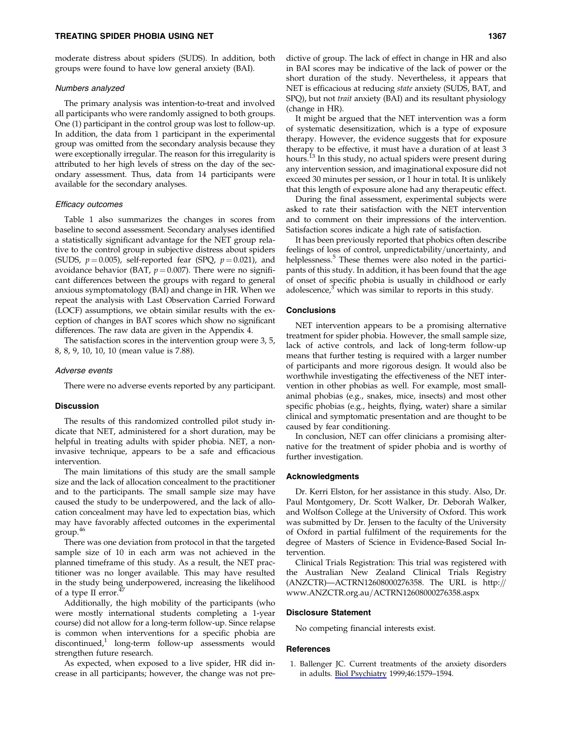moderate distress about spiders (SUDS). In addition, both groups were found to have low general anxiety (BAI).

### *Numbers analyzed*

The primary analysis was intention-to-treat and involved all participants who were randomly assigned to both groups. One (1) participant in the control group was lost to follow-up. In addition, the data from 1 participant in the experimental group was omitted from the secondary analysis because they were exceptionally irregular. The reason for this irregularity is attributed to her high levels of stress on the day of the secondary assessment. Thus, data from 14 participants were available for the secondary analyses.

### *Efficacy outcomes*

Table 1 also summarizes the changes in scores from baseline to second assessment. Secondary analyses identified a statistically significant advantage for the NET group relative to the control group in subjective distress about spiders (SUDS, $p = 0.005$), self-reported fear (SPQ, $p = 0.021$), and avoidance behavior (BAT, $p = 0.007$). There were no significant differences between the groups with regard to general anxious symptomatology (BAI) and change in HR. When we repeat the analysis with Last Observation Carried Forward (LOCF) assumptions, we obtain similar results with the exception of changes in BAT scores which show no significant differences. The raw data are given in the Appendix 4.

The satisfaction scores in the intervention group were 3, 5, 8, 8, 9, 10, 10, 10 (mean value is 7.88).

### *Adverse events*

There were no adverse events reported by any participant.

## Discussion

The results of this randomized controlled pilot study indicate that NET, administered for a short duration, may be helpful in treating adults with spider phobia. NET, a noninvasive technique, appears to be a safe and efficacious intervention.

The main limitations of this study are the small sample size and the lack of allocation concealment to the practitioner and to the participants. The small sample size may have caused the study to be underpowered, and the lack of allocation concealment may have led to expectation bias, which may have favorably affected outcomes in the experimental group.[46]

There was one deviation from protocol in that the targeted sample size of 10 in each arm was not achieved in the planned timeframe of this study. As a result, the NET practitioner was no longer available. This may have resulted in the study being underpowered, increasing the likelihood of a type II error.[47]

Additionally, the high mobility of the participants (who were mostly international students completing a 1-year course) did not allow for a long-term follow-up. Since relapse is common when interventions for a specific phobia are discontinued,[1] long-term follow-up assessments would strengthen future research.

As expected, when exposed to a live spider, HR did increase in all participants; however, the change was not predictive of group. The lack of effect in change in HR and also in BAI scores may be indicative of the lack of power or the short duration of the study. Nevertheless, it appears that NET is efficacious at reducing *state* anxiety (SUDS, BAT, and SPQ), but not *trait* anxiety (BAI) and its resultant physiology (change in HR).

It might be argued that the NET intervention was a form of systematic desensitization, which is a type of exposure therapy. However, the evidence suggests that for exposure therapy to be effective, it must have a duration of at least 3 hours.[13] In this study, no actual spiders were present during any intervention session, and imaginational exposure did not exceed 30 minutes per session, or 1 hour in total. It is unlikely that this length of exposure alone had any therapeutic effect.

During the final assessment, experimental subjects were asked to rate their satisfaction with the NET intervention and to comment on their impressions of the intervention. Satisfaction scores indicate a high rate of satisfaction.

It has been previously reported that phobics often describe feelings of loss of control, unpredictability/uncertainty, and helplessness.[5] These themes were also noted in the participants of this study. In addition, it has been found that the age of onset of specific phobia is usually in childhood or early adolescence,[3] which was similar to reports in this study.

## Conclusions

NET intervention appears to be a promising alternative treatment for spider phobia. However, the small sample size, lack of active controls, and lack of long-term follow-up means that further testing is required with a larger number of participants and more rigorous design. It would also be worthwhile investigating the effectiveness of the NET intervention in other phobias as well. For example, most small-animal phobias (e.g., snakes, mice, insects) and most other specific phobias (e.g., heights, flying, water) share a similar clinical and symptomatic presentation and are thought to be caused by fear conditioning.

In conclusion, NET can offer clinicians a promising alternative for the treatment of spider phobia and is worthy of further investigation.

## Acknowledgments

Dr. Kerri Elston, for her assistance in this study. Also, Dr. Paul Montgomery, Dr. Scott Walker, Dr. Deborah Walker, and Wolfson College at the University of Oxford. This work was submitted by Dr. Jensen to the faculty of the University of Oxford in partial fulfilment of the requirements for the degree of Masters of Science in Evidence-Based Social Intervention.

Clinical Trials Registration: This trial was registered with the Australian New Zealand Clinical Trials Registry (ANZCTR)—ACTRN12608000276358. The URL is http://www.ANZCTR.org.au/ACTRN12608000276358.aspx

## Disclosure Statement

No competing financial interests exist.

## References

1. Ballenger JC. Current treatments of the anxiety disorders in adults. Biol Psychiatry 1999;46:1579–1594.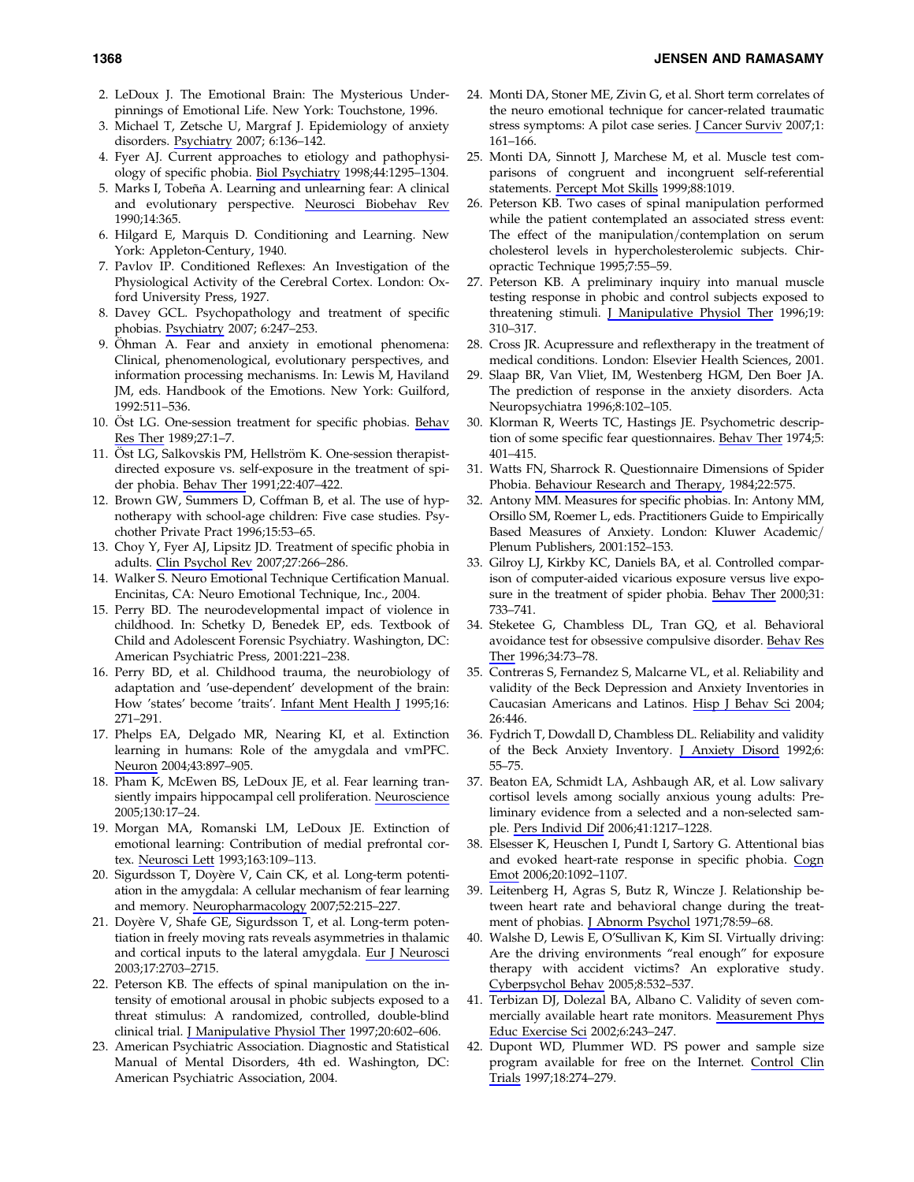2. LeDoux J. The Emotional Brain: The Mysterious Underpinnings of Emotional Life. New York: Touchstone, 1996.
3. Michael T, Zetsche U, Margraf J. Epidemiology of anxiety disorders. Psychiatry 2007; 6:136–142.
4. Fyer AJ. Current approaches to etiology and pathophysiology of specific phobia. Biol Psychiatry 1998;44:1295–1304.
5. Marks I, Tobeña A. Learning and unlearning fear: A clinical and evolutionary perspective. Neurosci Biobehav Rev 1990;14:365.
6. Hilgard E, Marquis D. Conditioning and Learning. New York: Appleton-Century, 1940.
7. Pavlov IP. Conditioned Reflexes: An Investigation of the Physiological Activity of the Cerebral Cortex. London: Oxford University Press, 1927.
8. Davey GCL. Psychopathology and treatment of specific phobias. Psychiatry 2007; 6:247–253.
9. Öhman A. Fear and anxiety in emotional phenomena: Clinical, phenomenological, evolutionary perspectives, and information processing mechanisms. In: Lewis M, Haviland JM, eds. Handbook of the Emotions. New York: Guilford, 1992:511–536.
10. Öst LG. One-session treatment for specific phobias. Behav Res Ther 1989;27:1–7.
11. Öst LG, Salkovskis PM, Hellström K. One-session therapist-directed exposure vs. self-exposure in the treatment of spider phobia. Behav Ther 1991;22:407–422.
12. Brown GW, Summers D, Coffman B, et al. The use of hypnotherapy with school-age children: Five case studies. Psychother Private Pract 1996;15:53–65.
13. Choy Y, Fyer AJ, Lipsitz JD. Treatment of specific phobia in adults. Clin Psychol Rev 2007;27:266–286.
14. Walker S. Neuro Emotional Technique Certification Manual. Encinitas, CA: Neuro Emotional Technique, Inc., 2004.
15. Perry BD. The neurodevelopmental impact of violence in childhood. In: Schetky D, Benedek EP, eds. Textbook of Child and Adolescent Forensic Psychiatry. Washington, DC: American Psychiatric Press, 2001:221–238.
16. Perry BD, et al. Childhood trauma, the neurobiology of adaptation and 'use-dependent' development of the brain: How 'states' become 'traits'. Infant Ment Health J 1995;16: 271–291.
17. Phelps EA, Delgado MR, Nearing KI, et al. Extinction learning in humans: Role of the amygdala and vmPFC. Neuron 2004;43:897–905.
18. Pham K, McEwen BS, LeDoux JE, et al. Fear learning transiently impairs hippocampal cell proliferation. Neuroscience 2005;130:17–24.
19. Morgan MA, Romanski LM, LeDoux JE. Extinction of emotional learning: Contribution of medial prefrontal cortex. Neurosci Lett 1993;163:109–113.
20. Sigurdsson T, Doyère V, Cain CK, et al. Long-term potentiation in the amygdala: A cellular mechanism of fear learning and memory. Neuropharmacology 2007;52:215–227.
21. Doyère V, Shafe GE, Sigurdsson T, et al. Long-term potentiation in freely moving rats reveals asymmetries in thalamic and cortical inputs to the lateral amygdala. Eur J Neurosci 2003;17:2703–2715.
22. Peterson KB. The effects of spinal manipulation on the intensity of emotional arousal in phobic subjects exposed to a threat stimulus: A randomized, controlled, double-blind clinical trial. J Manipulative Physiol Ther 1997;20:602–606.
23. American Psychiatric Association. Diagnostic and Statistical Manual of Mental Disorders, 4th ed. Washington, DC: American Psychiatric Association, 2004.
24. Monti DA, Stoner ME, Zivin G, et al. Short term correlates of the neuro emotional technique for cancer-related traumatic stress symptoms: A pilot case series. J Cancer Surviv 2007;1: 161–166.
25. Monti DA, Sinnott J, Marchese M, et al. Muscle test comparisons of congruent and incongruent self-referential statements. Percept Mot Skills 1999;88:1019.
26. Peterson KB. Two cases of spinal manipulation performed while the patient contemplated an associated stress event: The effect of the manipulation/contemplation on serum cholesterol levels in hypercholesterolemic subjects. Chiropractic Technique 1995;7:55–59.
27. Peterson KB. A preliminary inquiry into manual muscle testing response in phobic and control subjects exposed to threatening stimuli. J Manipulative Physiol Ther 1996;19: 310–317.
28. Cross JR. Acupressure and reflextherapy in the treatment of medical conditions. London: Elsevier Health Sciences, 2001.
29. Slaap BR, Van Vliet, IM, Westenberg HGM, Den Boer JA. The prediction of response in the anxiety disorders. Acta Neuropsychiatra 1996;8:102–105.
30. Klorman R, Weerts TC, Hastings JE. Psychometric description of some specific fear questionnaires. Behav Ther 1974;5: 401–415.
31. Watts FN, Sharrock R. Questionnaire Dimensions of Spider Phobia. Behaviour Research and Therapy, 1984;22:575.
32. Antony MM. Measures for specific phobias. In: Antony MM, Orsillo SM, Roemer L, eds. Practitioners Guide to Empirically Based Measures of Anxiety. London: Kluwer Academic/Plenum Publishers, 2001:152–153.
33. Gilroy LJ, Kirkby KC, Daniels BA, et al. Controlled comparison of computer-aided vicarious exposure versus live exposure in the treatment of spider phobia. Behav Ther 2000;31: 733–741.
34. Steketee G, Chambless DL, Tran GQ, et al. Behavioral avoidance test for obsessive compulsive disorder. Behav Res Ther 1996;34:73–78.
35. Contreras S, Fernandez S, Malcarne VL, et al. Reliability and validity of the Beck Depression and Anxiety Inventories in Caucasian Americans and Latinos. Hisp J Behav Sci 2004; 26:446.
36. Fydrich T, Dowdall D, Chambless DL. Reliability and validity of the Beck Anxiety Inventory. J Anxiety Disord 1992;6: 55–75.
37. Beaton EA, Schmidt LA, Ashbaugh AR, et al. Low salivary cortisol levels among socially anxious young adults: Preliminary evidence from a selected and a non-selected sample. Pers Individ Dif 2006;41:1217–1228.
38. Elsesser K, Heuschen I, Pundt I, Sartory G. Attentional bias and evoked heart-rate response in specific phobia. Cogn Emot 2006;20:1092–1107.
39. Leitenberg H, Agras S, Butz R, Wincze J. Relationship between heart rate and behavioral change during the treatment of phobias. J Abnorm Psychol 1971;78:59–68.
40. Walshe D, Lewis E, O'Sullivan K, Kim SI. Virtually driving: Are the driving environments "real enough" for exposure therapy with accident victims? An explorative study. Cyberpsychol Behav 2005;8:532–537.
41. Terbizan DJ, Dolezal BA, Albano C. Validity of seven commercially available heart rate monitors. Measurement Phys Educ Exercise Sci 2002;6:243–247.
42. Dupont WD, Plummer WD. PS power and sample size program available for free on the Internet. Control Clin Trials 1997;18:274–279.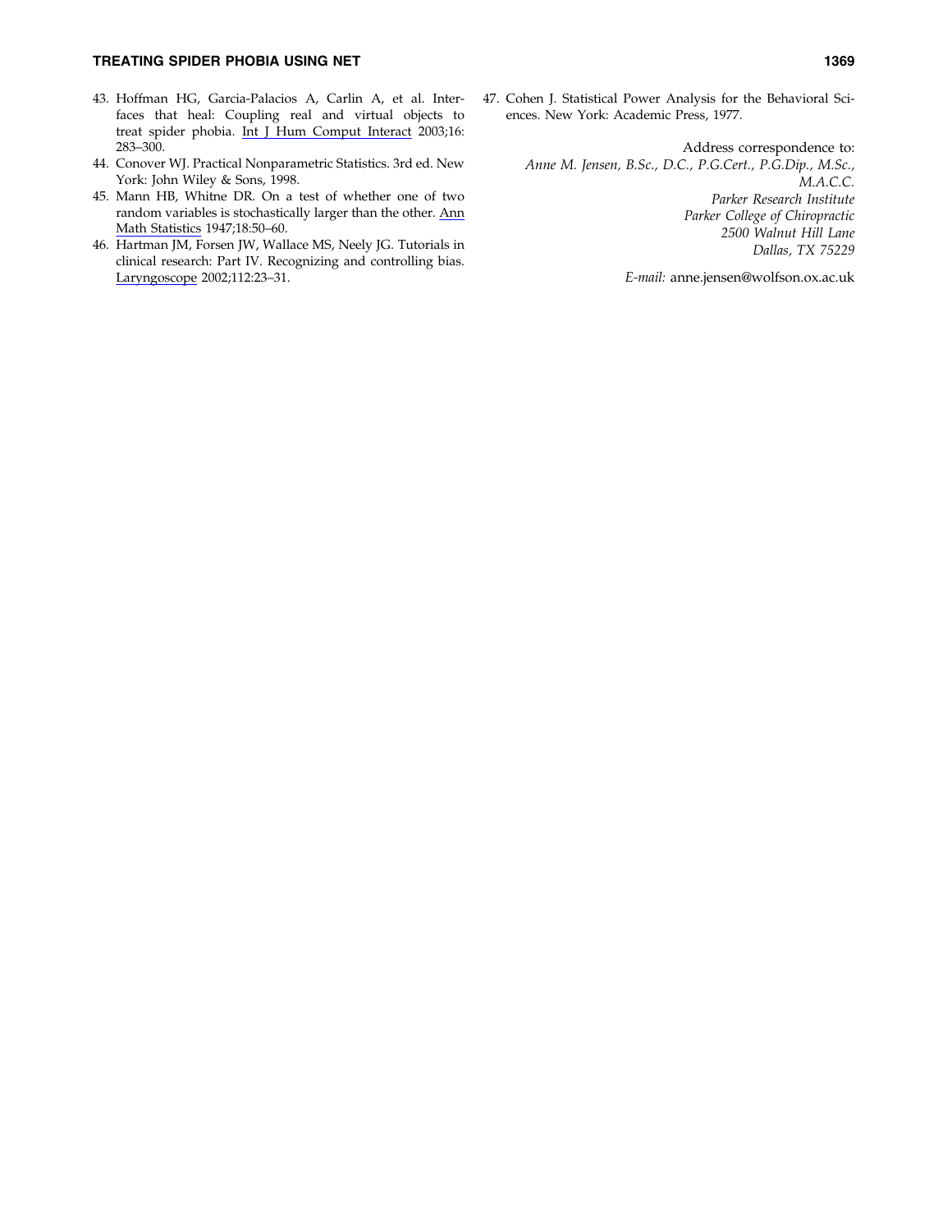43. Hoffman HG, Garcia-Palacios A, Carlin A, et al. Interfaces that heal: Coupling real and virtual objects to treat spider phobia. Int J Hum Comput Interact 2003;16: 283–300.
44. Conover WJ. Practical Nonparametric Statistics. 3rd ed. New York: John Wiley & Sons, 1998.
45. Mann HB, Whitne DR. On a test of whether one of two random variables is stochastically larger than the other. Ann Math Statistics 1947;18:50–60.
46. Hartman JM, Forsen JW, Wallace MS, Neely JG. Tutorials in clinical research: Part IV. Recognizing and controlling bias. Laryngoscope 2002;112:23–31.
47. Cohen J. Statistical Power Analysis for the Behavioral Sciences. New York: Academic Press, 1977.

Address correspondence to:
*Anne M. Jensen, B.Sc., D.C., P.G.Cert., P.G.Dip., M.Sc., M.A.C.C.*
*Parker Research Institute*
*Parker College of Chiropractic*
*2500 Walnut Hill Lane*
*Dallas, TX 75229*

*E-mail:* anne.jensen@wolfson.ox.ac.uk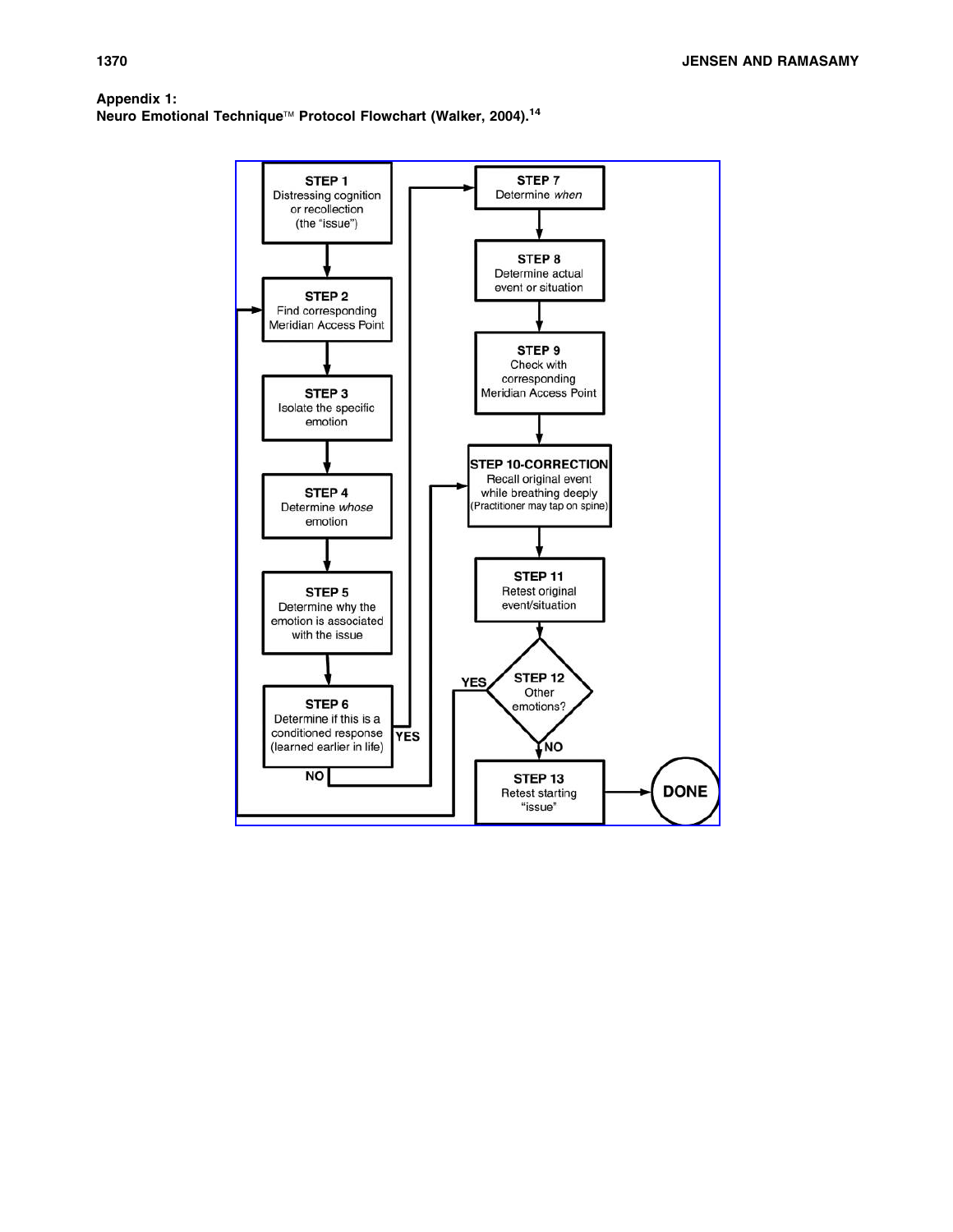**Appendix 1:**
**Neuro Emotional Technique™ Protocol Flowchart (Walker, 2004).[14]**

**STEP 1**
Distressing cognition or recollection (the "issue")

**STEP 2**
Find corresponding Meridian Access Point

**STEP 3**
Isolate the specific emotion

**STEP 4**
Determine *whose* emotion

**STEP 5**
Determine why the emotion is associated with the issue

**STEP 6**
Determine if this is a conditioned response (learned earlier in life)

YES → STEP 7; NO → STEP 10

**STEP 7**
Determine *when*

**STEP 8**
Determine actual event or situation

**STEP 9**
Check with corresponding Meridian Access Point

**STEP 10-CORRECTION**
Recall original event while breathing deeply (Practitioner may tap on spine)

**STEP 11**
Retest original event/situation

**STEP 12**
Other emotions?

YES → STEP 2; NO → STEP 13

**STEP 13**
Retest starting "issue"

**DONE**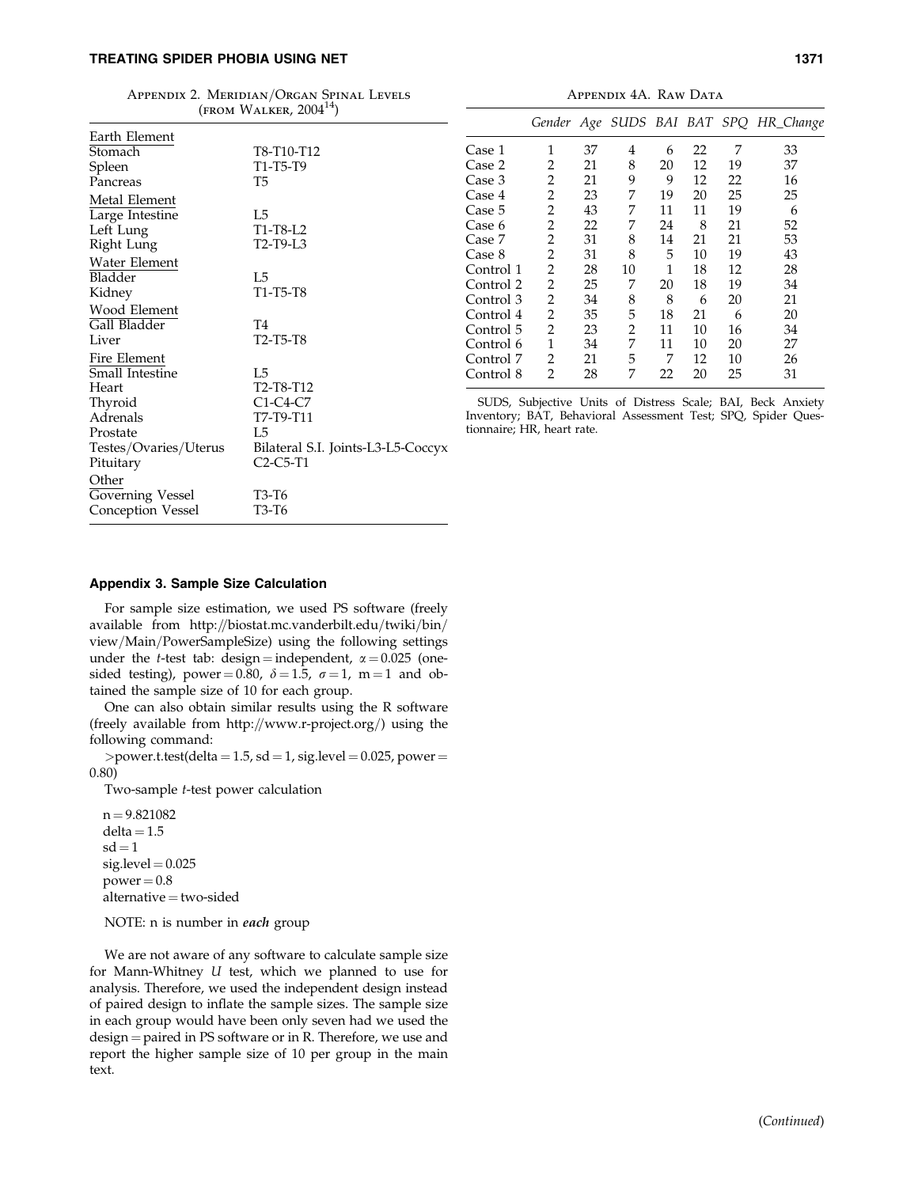Appendix 2. Meridian/Organ Spinal Levels (from Walker, 2004[14])

| | |
|---|---|
| Earth Element | |
| Stomach | T8-T10-T12 |
| Spleen | T1-T5-T9 |
| Pancreas | T5 |
| Metal Element | |
| Large Intestine | L5 |
| Left Lung | T1-T8-L2 |
| Right Lung | T2-T9-L3 |
| Water Element | |
| Bladder | L5 |
| Kidney | T1-T5-T8 |
| Wood Element | |
| Gall Bladder | T4 |
| Liver | T2-T5-T8 |
| Fire Element | |
| Small Intestine | L5 |
| Heart | T2-T8-T12 |
| Thyroid | C1-C4-C7 |
| Adrenals | T7-T9-T11 |
| Prostate | L5 |
| Testes/Ovaries/Uterus | Bilateral S.I. Joints-L3-L5-Coccyx |
| Pituitary | C2-C5-T1 |
| Other | |
| Governing Vessel | T3-T6 |
| Conception Vessel | T3-T6 |

Appendix 4A. Raw Data

| | Gender | Age | SUDS | BAI | BAT | SPQ | HR_Change |
|---|---|---|---|---|---|---|---|
| Case 1 | 1 | 37 | 4 | 6 | 22 | 7 | 33 |
| Case 2 | 2 | 21 | 8 | 20 | 12 | 19 | 37 |
| Case 3 | 2 | 21 | 9 | 9 | 12 | 22 | 16 |
| Case 4 | 2 | 23 | 7 | 19 | 20 | 25 | 25 |
| Case 5 | 2 | 43 | 7 | 11 | 11 | 19 | 6 |
| Case 6 | 2 | 22 | 7 | 24 | 8 | 21 | 52 |
| Case 7 | 2 | 31 | 8 | 14 | 21 | 21 | 53 |
| Case 8 | 2 | 31 | 8 | 5 | 10 | 19 | 43 |
| Control 1 | 2 | 28 | 10 | 1 | 18 | 12 | 28 |
| Control 2 | 2 | 25 | 7 | 20 | 18 | 19 | 34 |
| Control 3 | 2 | 34 | 8 | 8 | 6 | 20 | 21 |
| Control 4 | 2 | 35 | 5 | 18 | 21 | 6 | 20 |
| Control 5 | 2 | 23 | 2 | 11 | 10 | 16 | 34 |
| Control 6 | 1 | 34 | 7 | 11 | 10 | 20 | 27 |
| Control 7 | 2 | 21 | 5 | 7 | 12 | 10 | 26 |
| Control 8 | 2 | 28 | 7 | 22 | 20 | 25 | 31 |

SUDS, Subjective Units of Distress Scale; BAI, Beck Anxiety Inventory; BAT, Behavioral Assessment Test; SPQ, Spider Questionnaire; HR, heart rate.

### Appendix 3. Sample Size Calculation

For sample size estimation, we used PS software (freely available from http://biostat.mc.vanderbilt.edu/twiki/bin/view/Main/PowerSampleSize) using the following settings under the *t*-test tab: design = independent, $\alpha = 0.025$ (one-sided testing), power = 0.80, $\delta = 1.5$, $\sigma = 1$, m = 1 and obtained the sample size of 10 for each group.

One can also obtain similar results using the R software (freely available from http://www.r-project.org/) using the following command:

>power.t.test(delta = 1.5, sd = 1, sig.level = 0.025, power = 0.80)

Two-sample *t*-test power calculation

n = 9.821082
delta = 1.5
sd = 1
sig.level = 0.025
power = 0.8
alternative = two-sided

NOTE: n is number in ***each*** group

We are not aware of any software to calculate sample size for Mann-Whitney *U* test, which we planned to use for analysis. Therefore, we used the independent design instead of paired design to inflate the sample sizes. The sample size in each group would have been only seven had we used the design = paired in PS software or in R. Therefore, we use and report the higher sample size of 10 per group in the main text.

(*Continued*)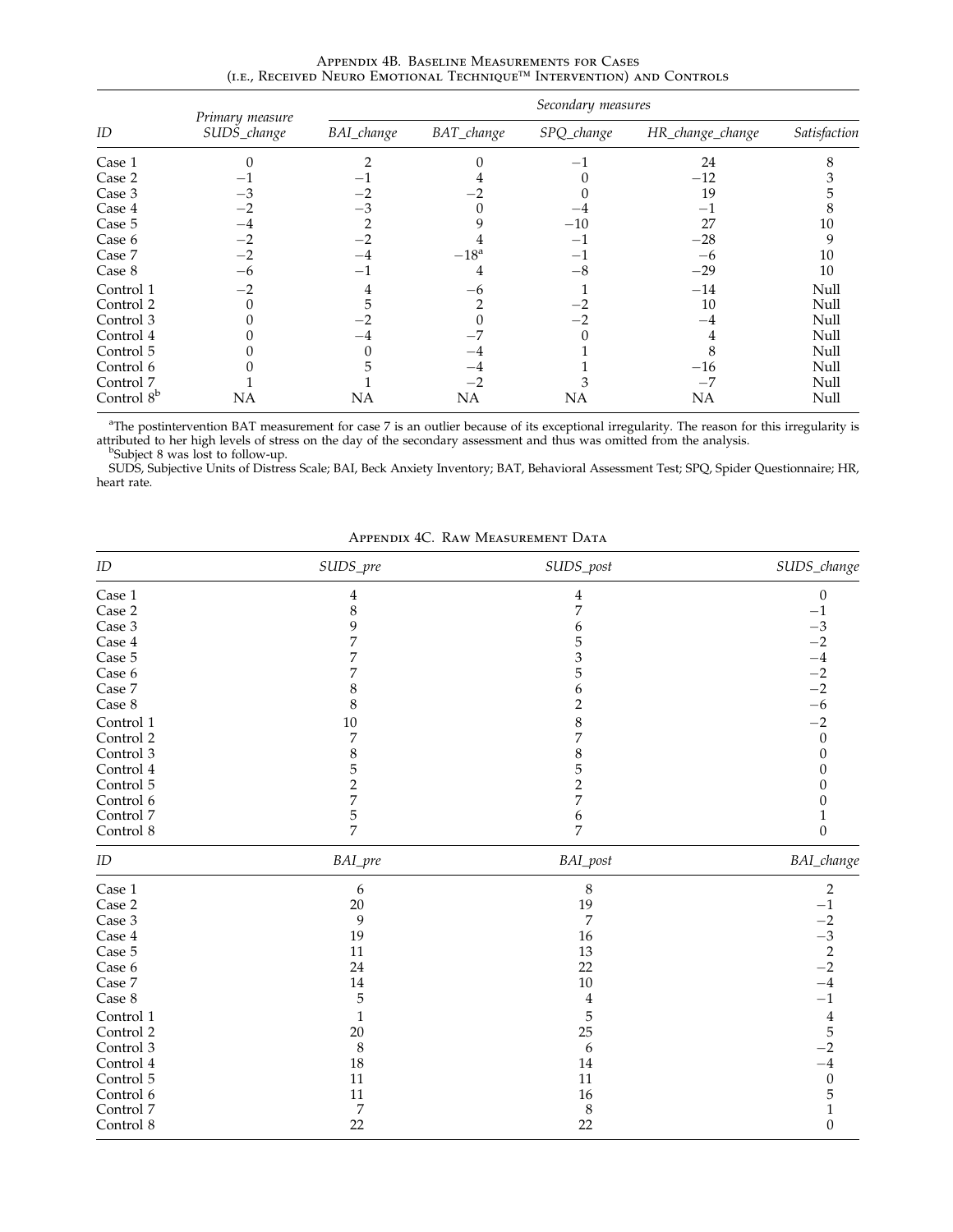Appendix 4B. Baseline Measurements for Cases (i.e., Received Neuro Emotional Technique™ Intervention) and Controls

| ID | Primary measure | Secondary measures | | | | |
|---|---|---|---|---|---|---|
| | SUDS_change | BAI_change | BAT_change | SPQ_change | HR_change_change | Satisfaction |
| Case 1 | 0 | 2 | 0 | −1 | 24 | 8 |
| Case 2 | −1 | −1 | 4 | 0 | −12 | 3 |
| Case 3 | −3 | −2 | −2 | 0 | 19 | 5 |
| Case 4 | −2 | −3 | 0 | −4 | −1 | 8 |
| Case 5 | −4 | 2 | 9 | −10 | 27 | 10 |
| Case 6 | −2 | −2 | 4 | −1 | −28 | 9 |
| Case 7 | −2 | −4 | −18[a] | −1 | −6 | 10 |
| Case 8 | −6 | −1 | 4 | −8 | −29 | 10 |
| Control 1 | −2 | 4 | −6 | 1 | −14 | Null |
| Control 2 | 0 | 5 | 2 | −2 | 10 | Null |
| Control 3 | 0 | −2 | 0 | −2 | −4 | Null |
| Control 4 | 0 | −4 | −7 | 0 | 4 | Null |
| Control 5 | 0 | 0 | −4 | 1 | 8 | Null |
| Control 6 | 0 | 5 | −4 | 1 | −16 | Null |
| Control 7 | 1 | 1 | −2 | 3 | −7 | Null |
| Control 8[b] | NA | NA | NA | NA | NA | Null |

[a]The postintervention BAT measurement for case 7 is an outlier because of its exceptional irregularity. The reason for this irregularity is attributed to her high levels of stress on the day of the secondary assessment and thus was omitted from the analysis.
[b]Subject 8 was lost to follow-up.
SUDS, Subjective Units of Distress Scale; BAI, Beck Anxiety Inventory; BAT, Behavioral Assessment Test; SPQ, Spider Questionnaire; HR, heart rate.

Appendix 4C. Raw Measurement Data

| ID | SUDS_pre | SUDS_post | SUDS_change |
|---|---|---|---|
| Case 1 | 4 | 4 | 0 |
| Case 2 | 8 | 7 | −1 |
| Case 3 | 9 | 6 | −3 |
| Case 4 | 7 | 5 | −2 |
| Case 5 | 7 | 3 | −4 |
| Case 6 | 7 | 5 | −2 |
| Case 7 | 8 | 6 | −2 |
| Case 8 | 8 | 2 | −6 |
| Control 1 | 10 | 8 | −2 |
| Control 2 | 7 | 7 | 0 |
| Control 3 | 8 | 8 | 0 |
| Control 4 | 5 | 5 | 0 |
| Control 5 | 2 | 2 | 0 |
| Control 6 | 7 | 7 | 0 |
| Control 7 | 5 | 6 | 1 |
| Control 8 | 7 | 7 | 0 |

| ID | BAI_pre | BAI_post | BAI_change |
|---|---|---|---|
| Case 1 | 6 | 8 | 2 |
| Case 2 | 20 | 19 | −1 |
| Case 3 | 9 | 7 | −2 |
| Case 4 | 19 | 16 | −3 |
| Case 5 | 11 | 13 | 2 |
| Case 6 | 24 | 22 | −2 |
| Case 7 | 14 | 10 | −4 |
| Case 8 | 5 | 4 | −1 |
| Control 1 | 1 | 5 | 4 |
| Control 2 | 20 | 25 | 5 |
| Control 3 | 8 | 6 | −2 |
| Control 4 | 18 | 14 | −4 |
| Control 5 | 11 | 11 | 0 |
| Control 6 | 11 | 16 | 5 |
| Control 7 | 7 | 8 | 1 |
| Control 8 | 22 | 22 | 0 |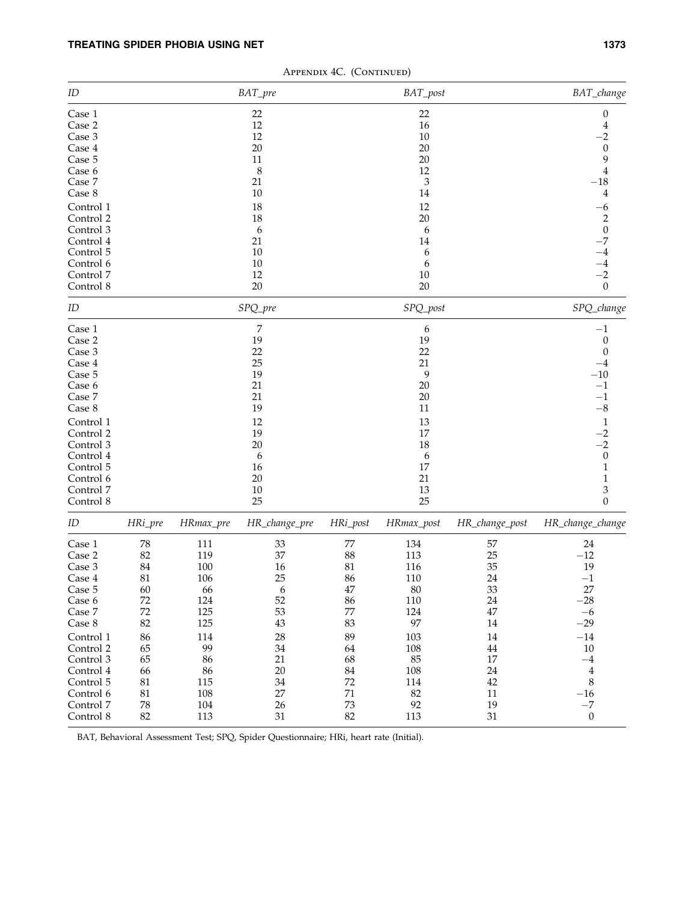Appendix 4C. (Continued)

| ID | BAT_pre | BAT_post | BAT_change |
|---|---|---|---|
| Case 1 | 22 | 22 | 0 |
| Case 2 | 12 | 16 | 4 |
| Case 3 | 12 | 10 | −2 |
| Case 4 | 20 | 20 | 0 |
| Case 5 | 11 | 20 | 9 |
| Case 6 | 8 | 12 | 4 |
| Case 7 | 21 | 3 | −18 |
| Case 8 | 10 | 14 | 4 |
| Control 1 | 18 | 12 | −6 |
| Control 2 | 18 | 20 | 2 |
| Control 3 | 6 | 6 | 0 |
| Control 4 | 21 | 14 | −7 |
| Control 5 | 10 | 6 | −4 |
| Control 6 | 10 | 6 | −4 |
| Control 7 | 12 | 10 | −2 |
| Control 8 | 20 | 20 | 0 |

| ID | SPQ_pre | SPQ_post | SPQ_change |
|---|---|---|---|
| Case 1 | 7 | 6 | −1 |
| Case 2 | 19 | 19 | 0 |
| Case 3 | 22 | 22 | 0 |
| Case 4 | 25 | 21 | −4 |
| Case 5 | 19 | 9 | −10 |
| Case 6 | 21 | 20 | −1 |
| Case 7 | 21 | 20 | −1 |
| Case 8 | 19 | 11 | −8 |
| Control 1 | 12 | 13 | 1 |
| Control 2 | 19 | 17 | −2 |
| Control 3 | 20 | 18 | −2 |
| Control 4 | 6 | 6 | 0 |
| Control 5 | 16 | 17 | 1 |
| Control 6 | 20 | 21 | 1 |
| Control 7 | 10 | 13 | 3 |
| Control 8 | 25 | 25 | 0 |

| ID | HRi_pre | HRmax_pre | HR_change_pre | HRi_post | HRmax_post | HR_change_post | HR_change_change |
|---|---|---|---|---|---|---|---|
| Case 1 | 78 | 111 | 33 | 77 | 134 | 57 | 24 |
| Case 2 | 82 | 119 | 37 | 88 | 113 | 25 | −12 |
| Case 3 | 84 | 100 | 16 | 81 | 116 | 35 | 19 |
| Case 4 | 81 | 106 | 25 | 86 | 110 | 24 | −1 |
| Case 5 | 60 | 66 | 6 | 47 | 80 | 33 | 27 |
| Case 6 | 72 | 124 | 52 | 86 | 110 | 24 | −28 |
| Case 7 | 72 | 125 | 53 | 77 | 124 | 47 | −6 |
| Case 8 | 82 | 125 | 43 | 83 | 97 | 14 | −29 |
| Control 1 | 86 | 114 | 28 | 89 | 103 | 14 | −14 |
| Control 2 | 65 | 99 | 34 | 64 | 108 | 44 | 10 |
| Control 3 | 65 | 86 | 21 | 68 | 85 | 17 | −4 |
| Control 4 | 66 | 86 | 20 | 84 | 108 | 24 | 4 |
| Control 5 | 81 | 115 | 34 | 72 | 114 | 42 | 8 |
| Control 6 | 81 | 108 | 27 | 71 | 82 | 11 | −16 |
| Control 7 | 78 | 104 | 26 | 73 | 92 | 19 | −7 |
| Control 8 | 82 | 113 | 31 | 82 | 113 | 31 | 0 |

BAT, Behavioral Assessment Test; SPQ, Spider Questionnaire; HRi, heart rate (Initial).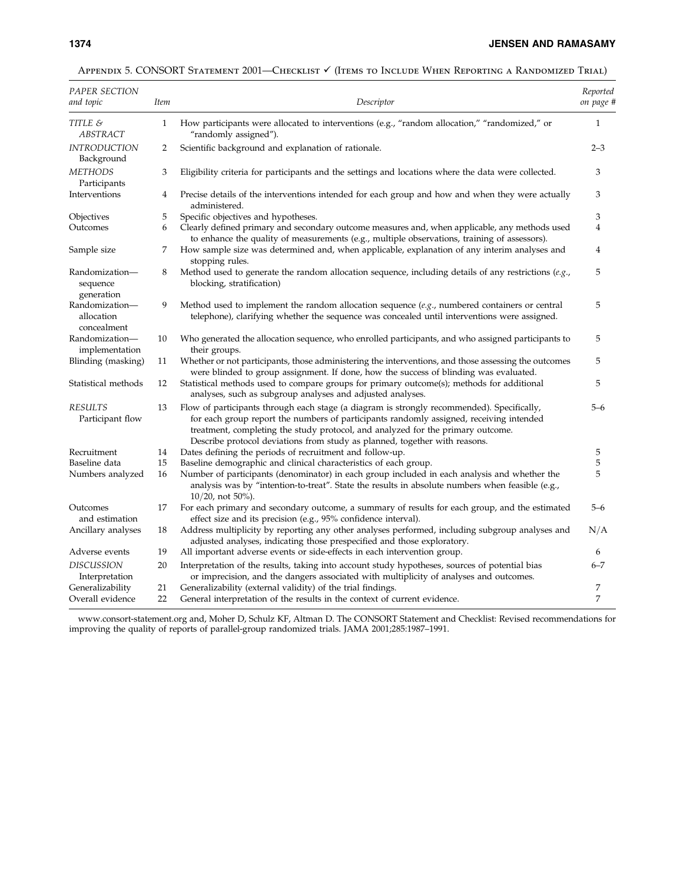Appendix 5. CONSORT Statement 2001—Checklist ✓ (Items to Include When Reporting a Randomized Trial)

| *PAPER SECTION and topic* | *Item* | *Descriptor* | *Reported on page #* |
|---|---|---|---|
| *TITLE & ABSTRACT* | 1 | How participants were allocated to interventions (e.g., "random allocation," "randomized," or "randomly assigned"). | 1 |
| *INTRODUCTION* Background | 2 | Scientific background and explanation of rationale. | 2–3 |
| *METHODS* Participants | 3 | Eligibility criteria for participants and the settings and locations where the data were collected. | 3 |
| Interventions | 4 | Precise details of the interventions intended for each group and how and when they were actually administered. | 3 |
| Objectives | 5 | Specific objectives and hypotheses. | 3 |
| Outcomes | 6 | Clearly defined primary and secondary outcome measures and, when applicable, any methods used to enhance the quality of measurements (e.g., multiple observations, training of assessors). | 4 |
| Sample size | 7 | How sample size was determined and, when applicable, explanation of any interim analyses and stopping rules. | 4 |
| Randomization—sequence generation | 8 | Method used to generate the random allocation sequence, including details of any restrictions (*e.g.*, blocking, stratification) | 5 |
| Randomization—allocation concealment | 9 | Method used to implement the random allocation sequence (*e.g.*, numbered containers or central telephone), clarifying whether the sequence was concealed until interventions were assigned. | 5 |
| Randomization—implementation | 10 | Who generated the allocation sequence, who enrolled participants, and who assigned participants to their groups. | 5 |
| Blinding (masking) | 11 | Whether or not participants, those administering the interventions, and those assessing the outcomes were blinded to group assignment. If done, how the success of blinding was evaluated. | 5 |
| Statistical methods | 12 | Statistical methods used to compare groups for primary outcome(s); methods for additional analyses, such as subgroup analyses and adjusted analyses. | 5 |
| *RESULTS* Participant flow | 13 | Flow of participants through each stage (a diagram is strongly recommended). Specifically, for each group report the numbers of participants randomly assigned, receiving intended treatment, completing the study protocol, and analyzed for the primary outcome. Describe protocol deviations from study as planned, together with reasons. | 5–6 |
| Recruitment | 14 | Dates defining the periods of recruitment and follow-up. | 5 |
| Baseline data | 15 | Baseline demographic and clinical characteristics of each group. | 5 |
| Numbers analyzed | 16 | Number of participants (denominator) in each group included in each analysis and whether the analysis was by "intention-to-treat". State the results in absolute numbers when feasible (e.g., 10/20, not 50%). | 5 |
| Outcomes and estimation | 17 | For each primary and secondary outcome, a summary of results for each group, and the estimated effect size and its precision (e.g., 95% confidence interval). | 5–6 |
| Ancillary analyses | 18 | Address multiplicity by reporting any other analyses performed, including subgroup analyses and adjusted analyses, indicating those prespecified and those exploratory. | N/A |
| Adverse events | 19 | All important adverse events or side-effects in each intervention group. | 6 |
| *DISCUSSION* Interpretation | 20 | Interpretation of the results, taking into account study hypotheses, sources of potential bias or imprecision, and the dangers associated with multiplicity of analyses and outcomes. | 6–7 |
| Generalizability | 21 | Generalizability (external validity) of the trial findings. | 7 |
| Overall evidence | 22 | General interpretation of the results in the context of current evidence. | 7 |

www.consort-statement.org and, Moher D, Schulz KF, Altman D. The CONSORT Statement and Checklist: Revised recommendations for improving the quality of reports of parallel-group randomized trials. JAMA 2001;285:1987–1991.